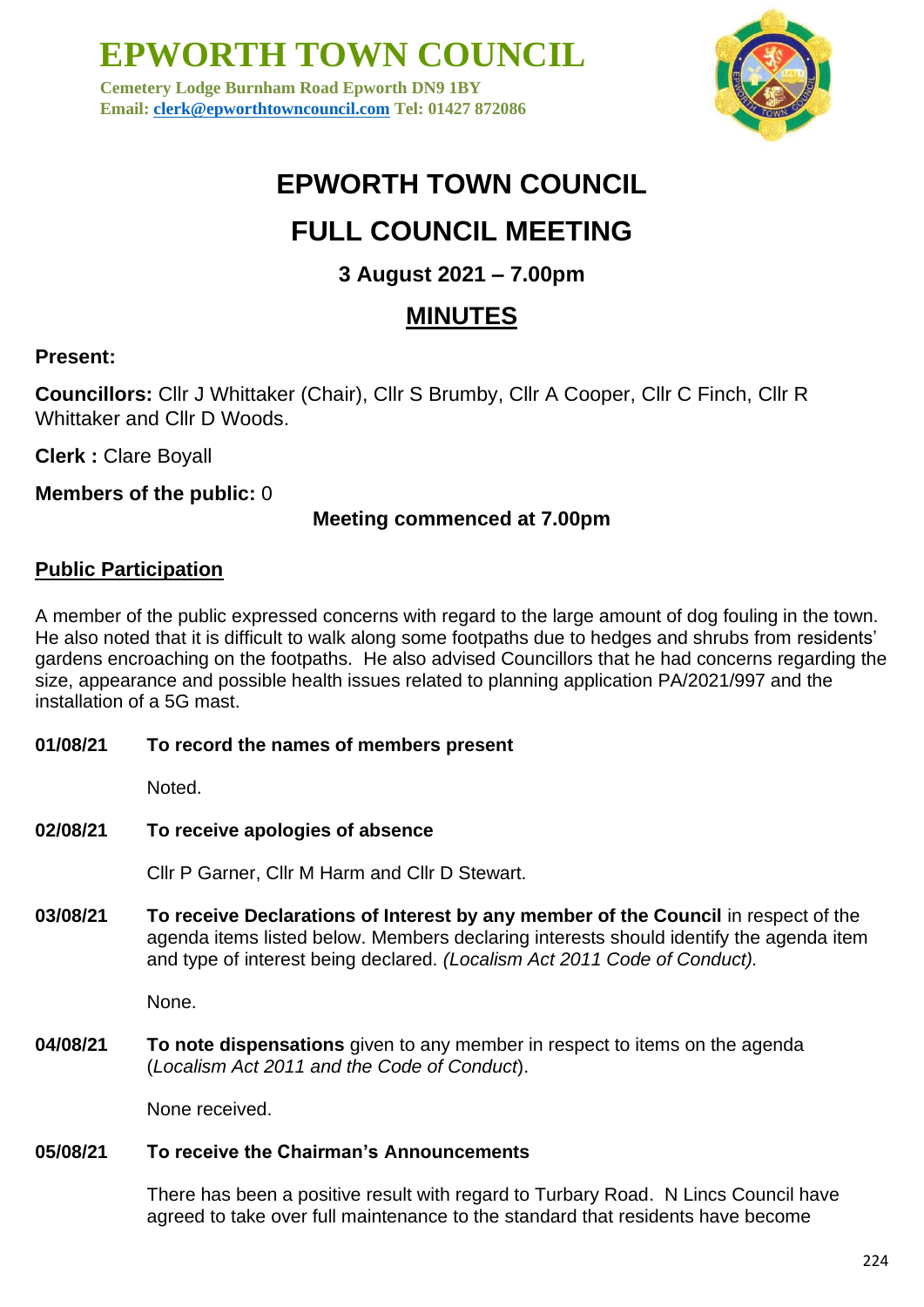# EPWORTH TOWN COUNCIL

**Cemetery Lodge Burnham Road Epworth DN9 1BY**
**Email: clerk@epworthtowncouncil.com Tel: 01427 872086**

# EPWORTH TOWN COUNCIL

# FULL COUNCIL MEETING

### 3 August 2021 – 7.00pm

## MINUTES

**Present:**

**Councillors:** Cllr J Whittaker (Chair), Cllr S Brumby, Cllr A Cooper, Cllr C Finch, Cllr R Whittaker and Cllr D Woods.

**Clerk :** Clare Boyall

**Members of the public:** 0

**Meeting commenced at 7.00pm**

**Public Participation**

A member of the public expressed concerns with regard to the large amount of dog fouling in the town. He also noted that it is difficult to walk along some footpaths due to hedges and shrubs from residents' gardens encroaching on the footpaths. He also advised Councillors that he had concerns regarding the size, appearance and possible health issues related to planning application PA/2021/997 and the installation of a 5G mast.

**01/08/21 To record the names of members present**

Noted.

**02/08/21 To receive apologies of absence**

Cllr P Garner, Cllr M Harm and Cllr D Stewart.

**03/08/21 To receive Declarations of Interest by any member of the Council** in respect of the agenda items listed below. Members declaring interests should identify the agenda item and type of interest being declared. *(Localism Act 2011 Code of Conduct).*

None.

**04/08/21 To note dispensations** given to any member in respect to items on the agenda (*Localism Act 2011 and the Code of Conduct*).

None received.

**05/08/21 To receive the Chairman's Announcements**

There has been a positive result with regard to Turbary Road. N Lincs Council have agreed to take over full maintenance to the standard that residents have become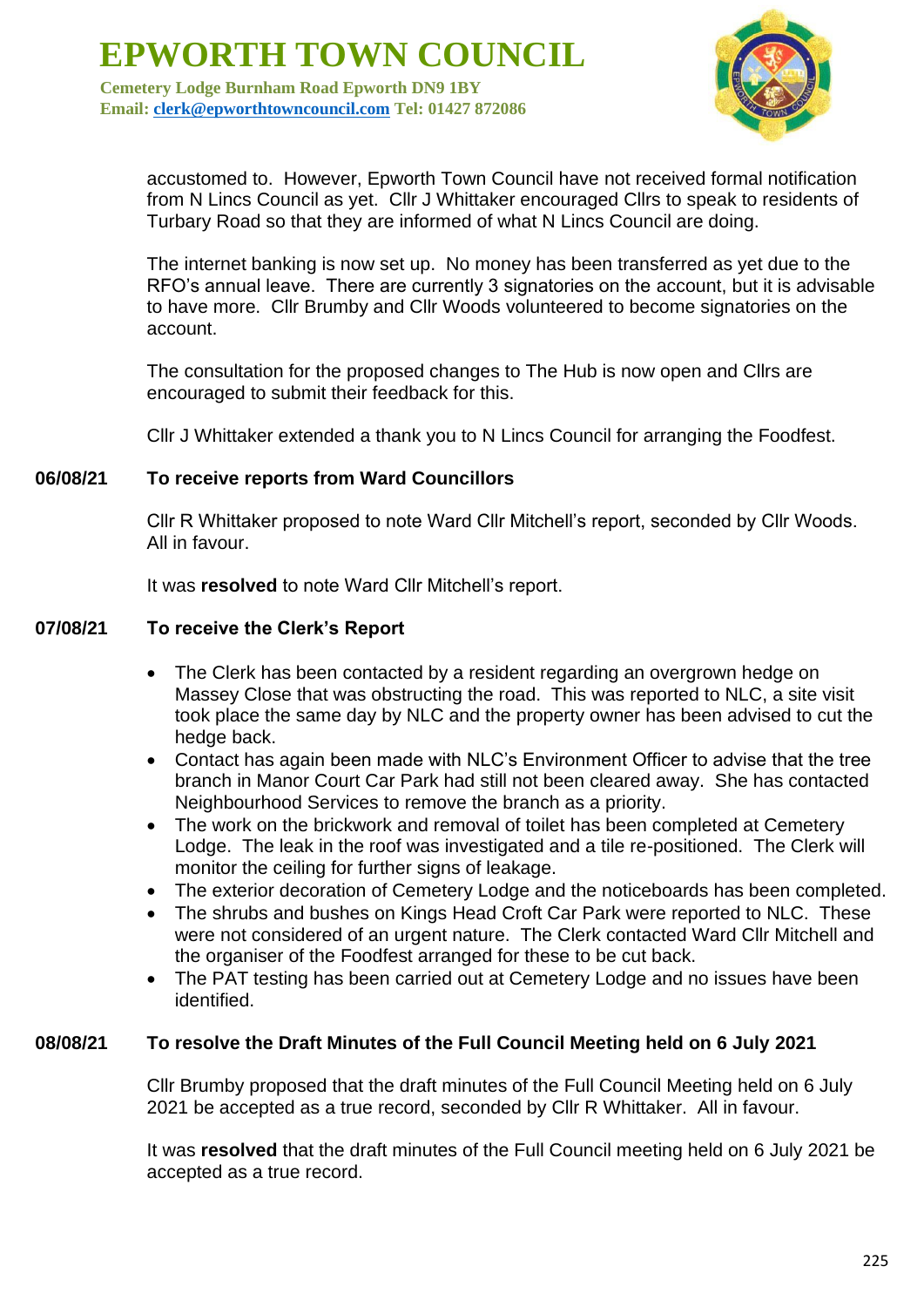accustomed to. However, Epworth Town Council have not received formal notification from N Lincs Council as yet. Cllr J Whittaker encouraged Cllrs to speak to residents of Turbary Road so that they are informed of what N Lincs Council are doing.

The internet banking is now set up. No money has been transferred as yet due to the RFO's annual leave. There are currently 3 signatories on the account, but it is advisable to have more. Cllr Brumby and Cllr Woods volunteered to become signatories on the account.

The consultation for the proposed changes to The Hub is now open and Cllrs are encouraged to submit their feedback for this.

Cllr J Whittaker extended a thank you to N Lincs Council for arranging the Foodfest.

**06/08/21 To receive reports from Ward Councillors**

Cllr R Whittaker proposed to note Ward Cllr Mitchell's report, seconded by Cllr Woods. All in favour.

It was **resolved** to note Ward Cllr Mitchell's report.

**07/08/21 To receive the Clerk's Report**

- The Clerk has been contacted by a resident regarding an overgrown hedge on Massey Close that was obstructing the road. This was reported to NLC, a site visit took place the same day by NLC and the property owner has been advised to cut the hedge back.
- Contact has again been made with NLC's Environment Officer to advise that the tree branch in Manor Court Car Park had still not been cleared away. She has contacted Neighbourhood Services to remove the branch as a priority.
- The work on the brickwork and removal of toilet has been completed at Cemetery Lodge. The leak in the roof was investigated and a tile re-positioned. The Clerk will monitor the ceiling for further signs of leakage.
- The exterior decoration of Cemetery Lodge and the noticeboards has been completed.
- The shrubs and bushes on Kings Head Croft Car Park were reported to NLC. These were not considered of an urgent nature. The Clerk contacted Ward Cllr Mitchell and the organiser of the Foodfest arranged for these to be cut back.
- The PAT testing has been carried out at Cemetery Lodge and no issues have been identified.

**08/08/21 To resolve the Draft Minutes of the Full Council Meeting held on 6 July 2021**

Cllr Brumby proposed that the draft minutes of the Full Council Meeting held on 6 July 2021 be accepted as a true record, seconded by Cllr R Whittaker. All in favour.

It was **resolved** that the draft minutes of the Full Council meeting held on 6 July 2021 be accepted as a true record.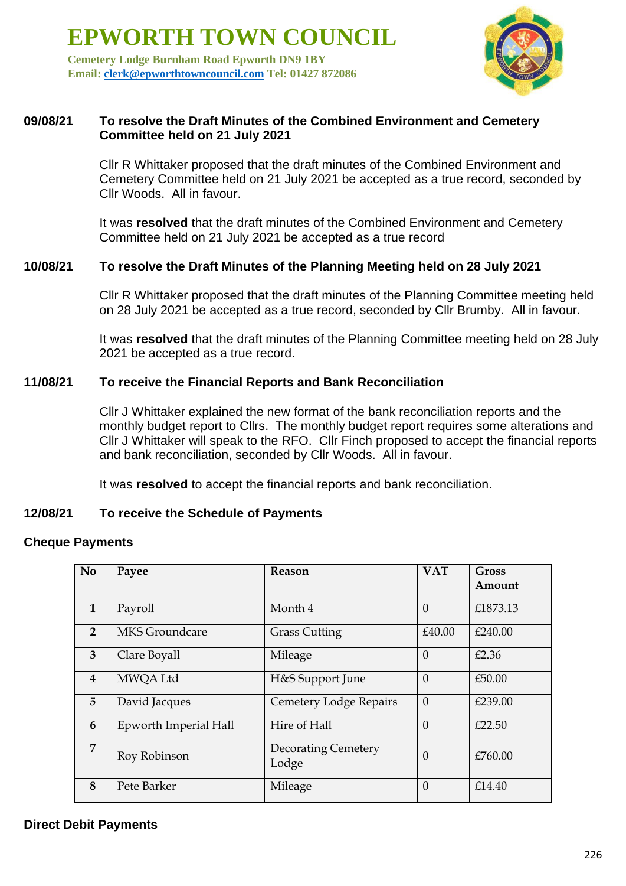# EPWORTH TOWN COUNCIL

**Cemetery Lodge Burnham Road Epworth DN9 1BY**
**Email: clerk@epworthtowncouncil.com Tel: 01427 872086**

**09/08/21 To resolve the Draft Minutes of the Combined Environment and Cemetery Committee held on 21 July 2021**

Cllr R Whittaker proposed that the draft minutes of the Combined Environment and Cemetery Committee held on 21 July 2021 be accepted as a true record, seconded by Cllr Woods. All in favour.

It was **resolved** that the draft minutes of the Combined Environment and Cemetery Committee held on 21 July 2021 be accepted as a true record

**10/08/21 To resolve the Draft Minutes of the Planning Meeting held on 28 July 2021**

Cllr R Whittaker proposed that the draft minutes of the Planning Committee meeting held on 28 July 2021 be accepted as a true record, seconded by Cllr Brumby. All in favour.

It was **resolved** that the draft minutes of the Planning Committee meeting held on 28 July 2021 be accepted as a true record.

**11/08/21 To receive the Financial Reports and Bank Reconciliation**

Cllr J Whittaker explained the new format of the bank reconciliation reports and the monthly budget report to Cllrs. The monthly budget report requires some alterations and Cllr J Whittaker will speak to the RFO. Cllr Finch proposed to accept the financial reports and bank reconciliation, seconded by Cllr Woods. All in favour.

It was **resolved** to accept the financial reports and bank reconciliation.

**12/08/21 To receive the Schedule of Payments**

**Cheque Payments**

| No | Payee | Reason | VAT | Gross Amount |
|---|---|---|---|---|
| 1 | Payroll | Month 4 | 0 | £1873.13 |
| 2 | MKS Groundcare | Grass Cutting | £40.00 | £240.00 |
| 3 | Clare Boyall | Mileage | 0 | £2.36 |
| 4 | MWQA Ltd | H&S Support June | 0 | £50.00 |
| 5 | David Jacques | Cemetery Lodge Repairs | 0 | £239.00 |
| 6 | Epworth Imperial Hall | Hire of Hall | 0 | £22.50 |
| 7 | Roy Robinson | Decorating Cemetery Lodge | 0 | £760.00 |
| 8 | Pete Barker | Mileage | 0 | £14.40 |

**Direct Debit Payments**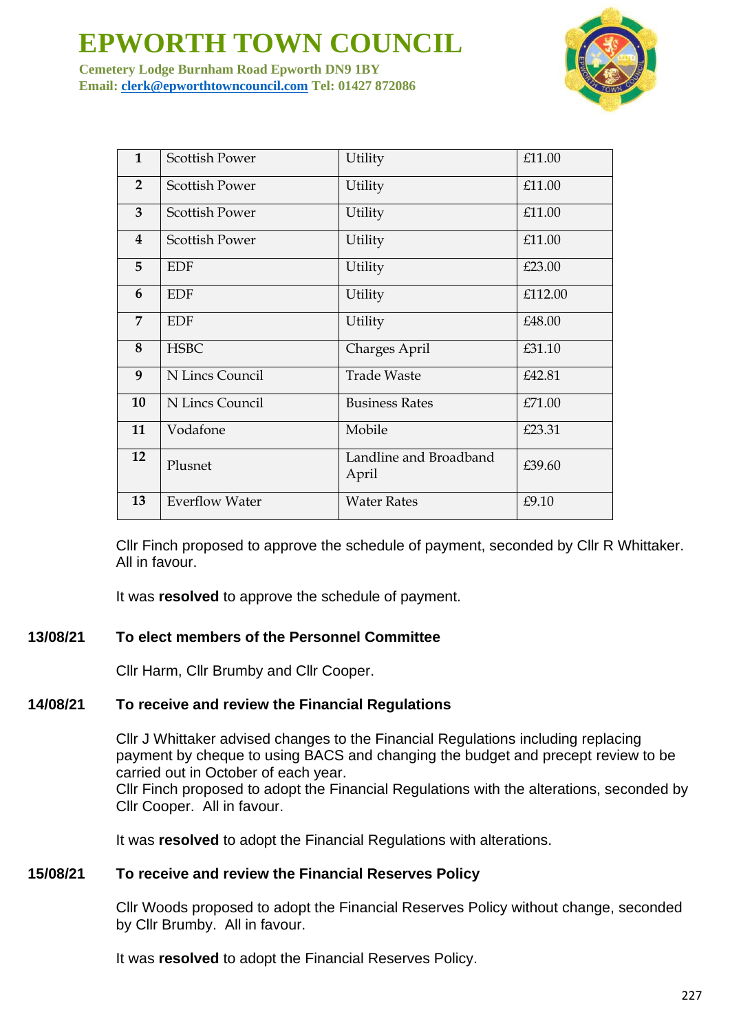# EPWORTH TOWN COUNCIL

**Cemetery Lodge Burnham Road Epworth DN9 1BY**
**Email: clerk@epworthtowncouncil.com Tel: 01427 872086**

| | | | |
|---|---|---|---|
| **1** | Scottish Power | Utility | £11.00 |
| **2** | Scottish Power | Utility | £11.00 |
| **3** | Scottish Power | Utility | £11.00 |
| **4** | Scottish Power | Utility | £11.00 |
| **5** | EDF | Utility | £23.00 |
| **6** | EDF | Utility | £112.00 |
| **7** | EDF | Utility | £48.00 |
| **8** | HSBC | Charges April | £31.10 |
| **9** | N Lincs Council | Trade Waste | £42.81 |
| **10** | N Lincs Council | Business Rates | £71.00 |
| **11** | Vodafone | Mobile | £23.31 |
| **12** | Plusnet | Landline and Broadband April | £39.60 |
| **13** | Everflow Water | Water Rates | £9.10 |

Cllr Finch proposed to approve the schedule of payment, seconded by Cllr R Whittaker. All in favour.

It was **resolved** to approve the schedule of payment.

**13/08/21 To elect members of the Personnel Committee**

Cllr Harm, Cllr Brumby and Cllr Cooper.

**14/08/21 To receive and review the Financial Regulations**

Cllr J Whittaker advised changes to the Financial Regulations including replacing payment by cheque to using BACS and changing the budget and precept review to be carried out in October of each year.
Cllr Finch proposed to adopt the Financial Regulations with the alterations, seconded by Cllr Cooper. All in favour.

It was **resolved** to adopt the Financial Regulations with alterations.

**15/08/21 To receive and review the Financial Reserves Policy**

Cllr Woods proposed to adopt the Financial Reserves Policy without change, seconded by Cllr Brumby. All in favour.

It was **resolved** to adopt the Financial Reserves Policy.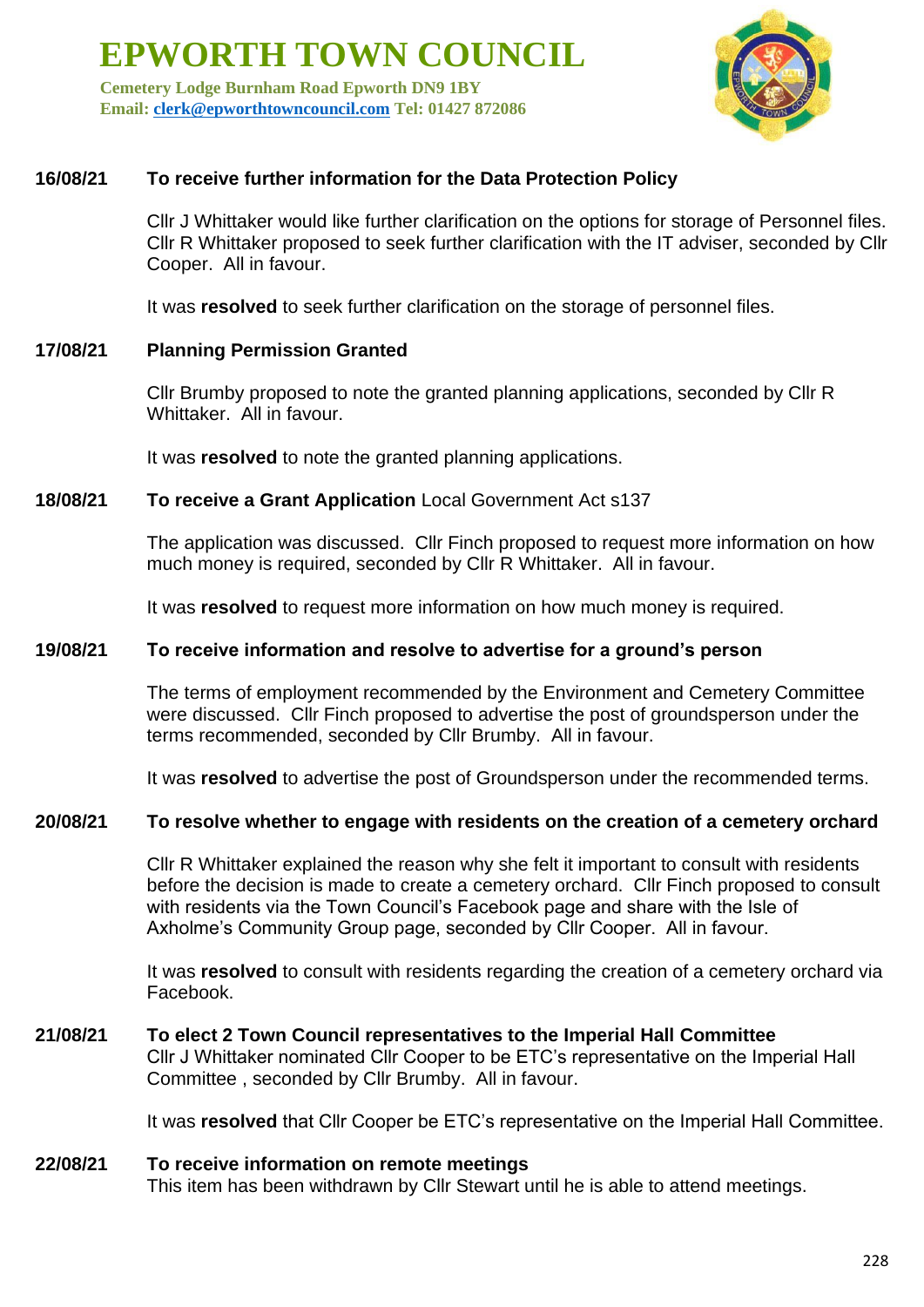# EPWORTH TOWN COUNCIL

**Cemetery Lodge Burnham Road Epworth DN9 1BY**
**Email: clerk@epworthtowncouncil.com Tel: 01427 872086**

**16/08/21 To receive further information for the Data Protection Policy**

Cllr J Whittaker would like further clarification on the options for storage of Personnel files. Cllr R Whittaker proposed to seek further clarification with the IT adviser, seconded by Cllr Cooper. All in favour.

It was **resolved** to seek further clarification on the storage of personnel files.

**17/08/21 Planning Permission Granted**

Cllr Brumby proposed to note the granted planning applications, seconded by Cllr R Whittaker. All in favour.

It was **resolved** to note the granted planning applications.

**18/08/21 To receive a Grant Application** Local Government Act s137

The application was discussed. Cllr Finch proposed to request more information on how much money is required, seconded by Cllr R Whittaker. All in favour.

It was **resolved** to request more information on how much money is required.

**19/08/21 To receive information and resolve to advertise for a ground's person**

The terms of employment recommended by the Environment and Cemetery Committee were discussed. Cllr Finch proposed to advertise the post of groundsperson under the terms recommended, seconded by Cllr Brumby. All in favour.

It was **resolved** to advertise the post of Groundsperson under the recommended terms.

**20/08/21 To resolve whether to engage with residents on the creation of a cemetery orchard**

Cllr R Whittaker explained the reason why she felt it important to consult with residents before the decision is made to create a cemetery orchard. Cllr Finch proposed to consult with residents via the Town Council's Facebook page and share with the Isle of Axholme's Community Group page, seconded by Cllr Cooper. All in favour.

It was **resolved** to consult with residents regarding the creation of a cemetery orchard via Facebook.

**21/08/21 To elect 2 Town Council representatives to the Imperial Hall Committee**
Cllr J Whittaker nominated Cllr Cooper to be ETC's representative on the Imperial Hall Committee , seconded by Cllr Brumby. All in favour.

It was **resolved** that Cllr Cooper be ETC's representative on the Imperial Hall Committee.

**22/08/21 To receive information on remote meetings**
This item has been withdrawn by Cllr Stewart until he is able to attend meetings.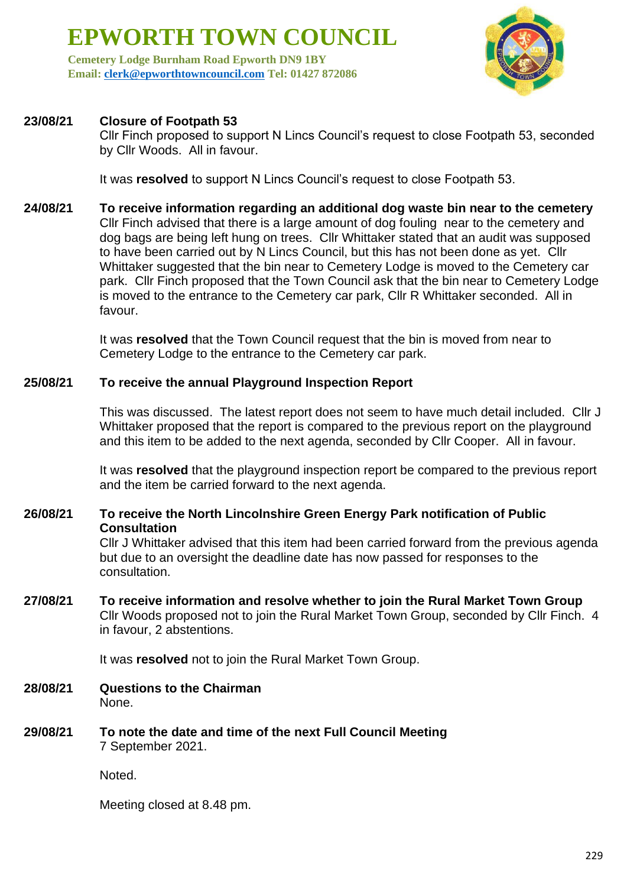**23/08/21 Closure of Footpath 53**

Cllr Finch proposed to support N Lincs Council's request to close Footpath 53, seconded by Cllr Woods. All in favour.

It was **resolved** to support N Lincs Council's request to close Footpath 53.

**24/08/21 To receive information regarding an additional dog waste bin near to the cemetery**

Cllr Finch advised that there is a large amount of dog fouling near to the cemetery and dog bags are being left hung on trees. Cllr Whittaker stated that an audit was supposed to have been carried out by N Lincs Council, but this has not been done as yet. Cllr Whittaker suggested that the bin near to Cemetery Lodge is moved to the Cemetery car park. Cllr Finch proposed that the Town Council ask that the bin near to Cemetery Lodge is moved to the entrance to the Cemetery car park, Cllr R Whittaker seconded. All in favour.

It was **resolved** that the Town Council request that the bin is moved from near to Cemetery Lodge to the entrance to the Cemetery car park.

**25/08/21 To receive the annual Playground Inspection Report**

This was discussed. The latest report does not seem to have much detail included. Cllr J Whittaker proposed that the report is compared to the previous report on the playground and this item to be added to the next agenda, seconded by Cllr Cooper. All in favour.

It was **resolved** that the playground inspection report be compared to the previous report and the item be carried forward to the next agenda.

**26/08/21 To receive the North Lincolnshire Green Energy Park notification of Public Consultation**

Cllr J Whittaker advised that this item had been carried forward from the previous agenda but due to an oversight the deadline date has now passed for responses to the consultation.

**27/08/21 To receive information and resolve whether to join the Rural Market Town Group**

Cllr Woods proposed not to join the Rural Market Town Group, seconded by Cllr Finch. 4 in favour, 2 abstentions.

It was **resolved** not to join the Rural Market Town Group.

**28/08/21 Questions to the Chairman**

None.

**29/08/21 To note the date and time of the next Full Council Meeting**

7 September 2021.

Noted.

Meeting closed at 8.48 pm.